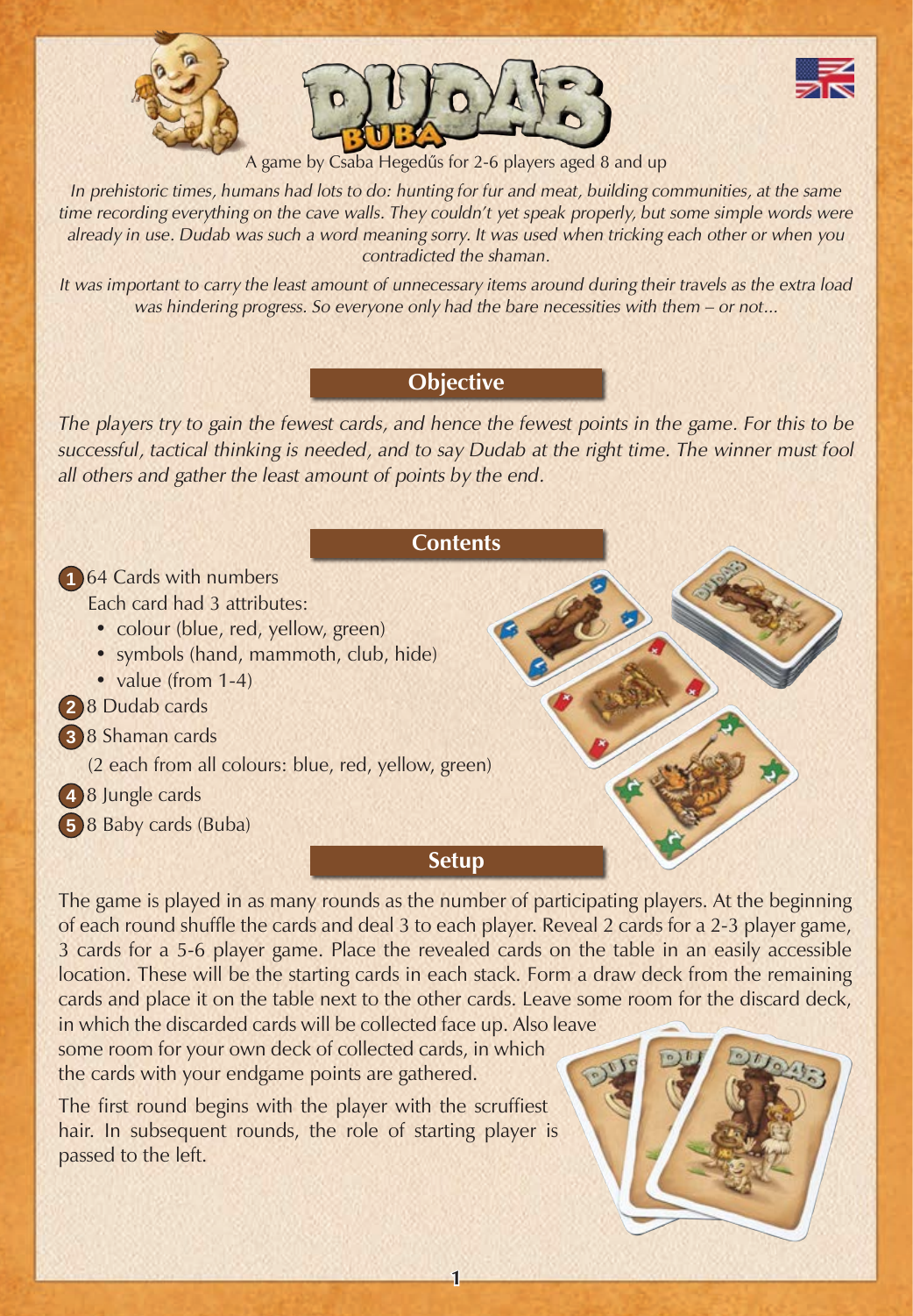# DUDAB BUBA

A game by Csaba Hegedűs for 2-6 players aged 8 and up

*In prehistoric times, humans had lots to do: hunting for fur and meat, building communities, at the same time recording everything on the cave walls. They couldn't yet speak properly, but some simple words were already in use. Dudab was such a word meaning sorry. It was used when tricking each other or when you contradicted the shaman.*

*It was important to carry the least amount of unnecessary items around during their travels as the extra load was hindering progress. So everyone only had the bare necessities with them – or not...*

## Objective

*The players try to gain the fewest cards, and hence the fewest points in the game. For this to be successful, tactical thinking is needed, and to say Dudab at the right time. The winner must fool all others and gather the least amount of points by the end.*

## Contents

1. 64 Cards with numbers
   Each card had 3 attributes:
   - colour (blue, red, yellow, green)
   - symbols (hand, mammoth, club, hide)
   - value (from 1-4)
2. 8 Dudab cards
3. 8 Shaman cards
   (2 each from all colours: blue, red, yellow, green)
4. 8 Jungle cards
5. 8 Baby cards (Buba)

## Setup

The game is played in as many rounds as the number of participating players. At the beginning of each round shuffle the cards and deal 3 to each player. Reveal 2 cards for a 2-3 player game, 3 cards for a 5-6 player game. Place the revealed cards on the table in an easily accessible location. These will be the starting cards in each stack. Form a draw deck from the remaining cards and place it on the table next to the other cards. Leave some room for the discard deck, in which the discarded cards will be collected face up. Also leave some room for your own deck of collected cards, in which the cards with your endgame points are gathered.

The first round begins with the player with the scruffiest hair. In subsequent rounds, the role of starting player is passed to the left.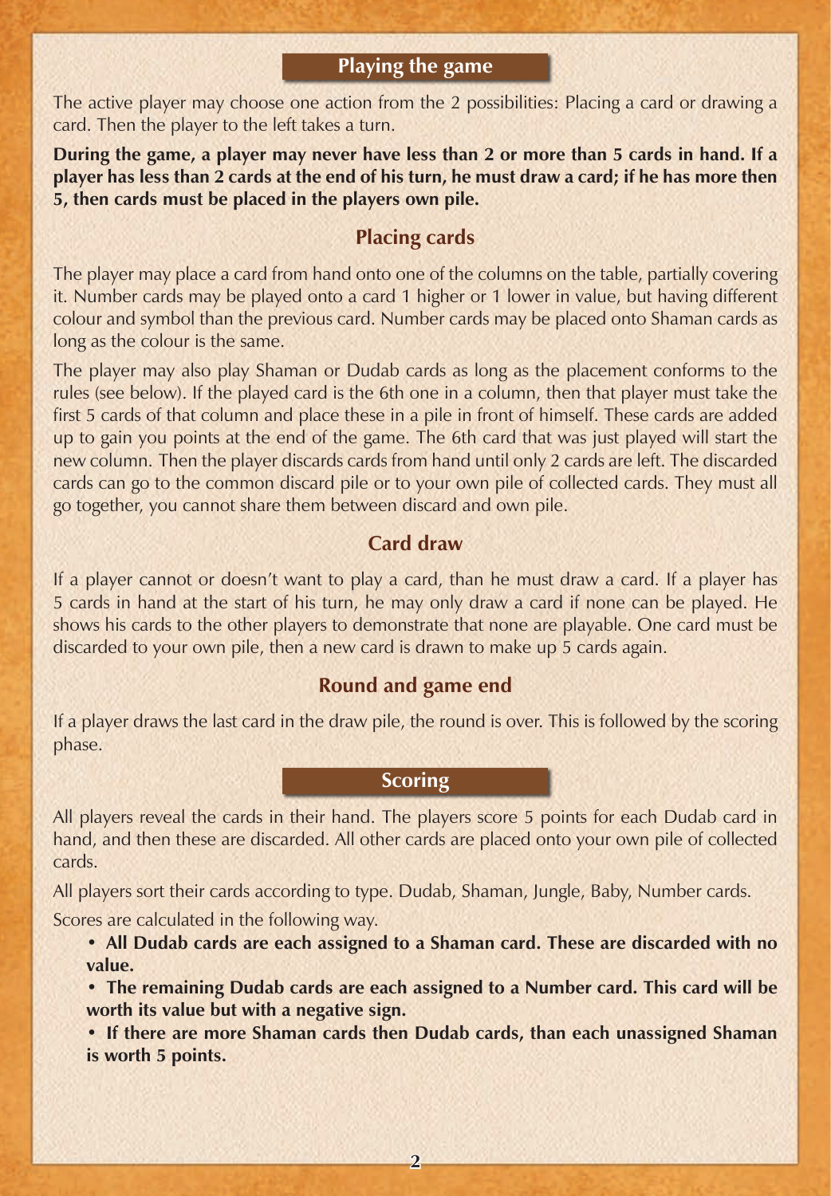## Playing the game

The active player may choose one action from the 2 possibilities: Placing a card or drawing a card. Then the player to the left takes a turn.

**During the game, a player may never have less than 2 or more than 5 cards in hand. If a player has less than 2 cards at the end of his turn, he must draw a card; if he has more then 5, then cards must be placed in the players own pile.**

### Placing cards

The player may place a card from hand onto one of the columns on the table, partially covering it. Number cards may be played onto a card 1 higher or 1 lower in value, but having different colour and symbol than the previous card. Number cards may be placed onto Shaman cards as long as the colour is the same.

The player may also play Shaman or Dudab cards as long as the placement conforms to the rules (see below). If the played card is the 6th one in a column, then that player must take the first 5 cards of that column and place these in a pile in front of himself. These cards are added up to gain you points at the end of the game. The 6th card that was just played will start the new column. Then the player discards cards from hand until only 2 cards are left. The discarded cards can go to the common discard pile or to your own pile of collected cards. They must all go together, you cannot share them between discard and own pile.

### Card draw

If a player cannot or doesn't want to play a card, than he must draw a card. If a player has 5 cards in hand at the start of his turn, he may only draw a card if none can be played. He shows his cards to the other players to demonstrate that none are playable. One card must be discarded to your own pile, then a new card is drawn to make up 5 cards again.

### Round and game end

If a player draws the last card in the draw pile, the round is over. This is followed by the scoring phase.

## Scoring

All players reveal the cards in their hand. The players score 5 points for each Dudab card in hand, and then these are discarded. All other cards are placed onto your own pile of collected cards.

All players sort their cards according to type. Dudab, Shaman, Jungle, Baby, Number cards.

Scores are calculated in the following way.

- **All Dudab cards are each assigned to a Shaman card. These are discarded with no value.**
- **The remaining Dudab cards are each assigned to a Number card. This card will be worth its value but with a negative sign.**
- **If there are more Shaman cards then Dudab cards, than each unassigned Shaman is worth 5 points.**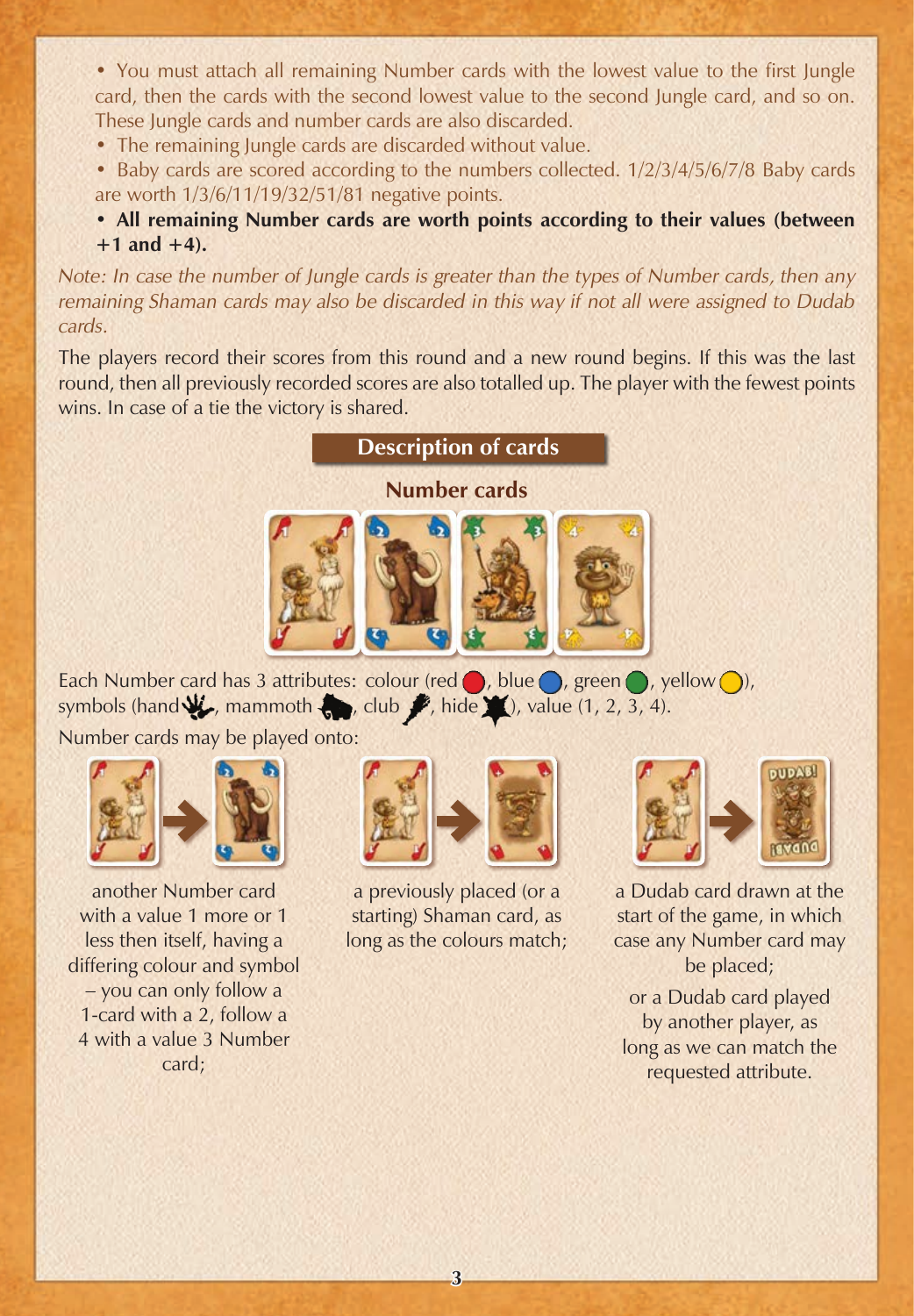- You must attach all remaining Number cards with the lowest value to the first Jungle card, then the cards with the second lowest value to the second Jungle card, and so on. These Jungle cards and number cards are also discarded.
- The remaining Jungle cards are discarded without value.
- Baby cards are scored according to the numbers collected. 1/2/3/4/5/6/7/8 Baby cards are worth 1/3/6/11/19/32/51/81 negative points.
- **All remaining Number cards are worth points according to their values (between +1 and +4).**

*Note: In case the number of Jungle cards is greater than the types of Number cards, then any remaining Shaman cards may also be discarded in this way if not all were assigned to Dudab cards.*

The players record their scores from this round and a new round begins. If this was the last round, then all previously recorded scores are also totalled up. The player with the fewest points wins. In case of a tie the victory is shared.

## Description of cards

### Number cards

Each Number card has 3 attributes: colour (red, blue, green, yellow), symbols (hand, mammoth, club, hide), value (1, 2, 3, 4).

Number cards may be played onto:

another Number card with a value 1 more or 1 less then itself, having a differing colour and symbol – you can only follow a 1-card with a 2, follow a 4 with a value 3 Number card;

a previously placed (or a starting) Shaman card, as long as the colours match;

a Dudab card drawn at the start of the game, in which case any Number card may be placed;

or a Dudab card played by another player, as long as we can match the requested attribute.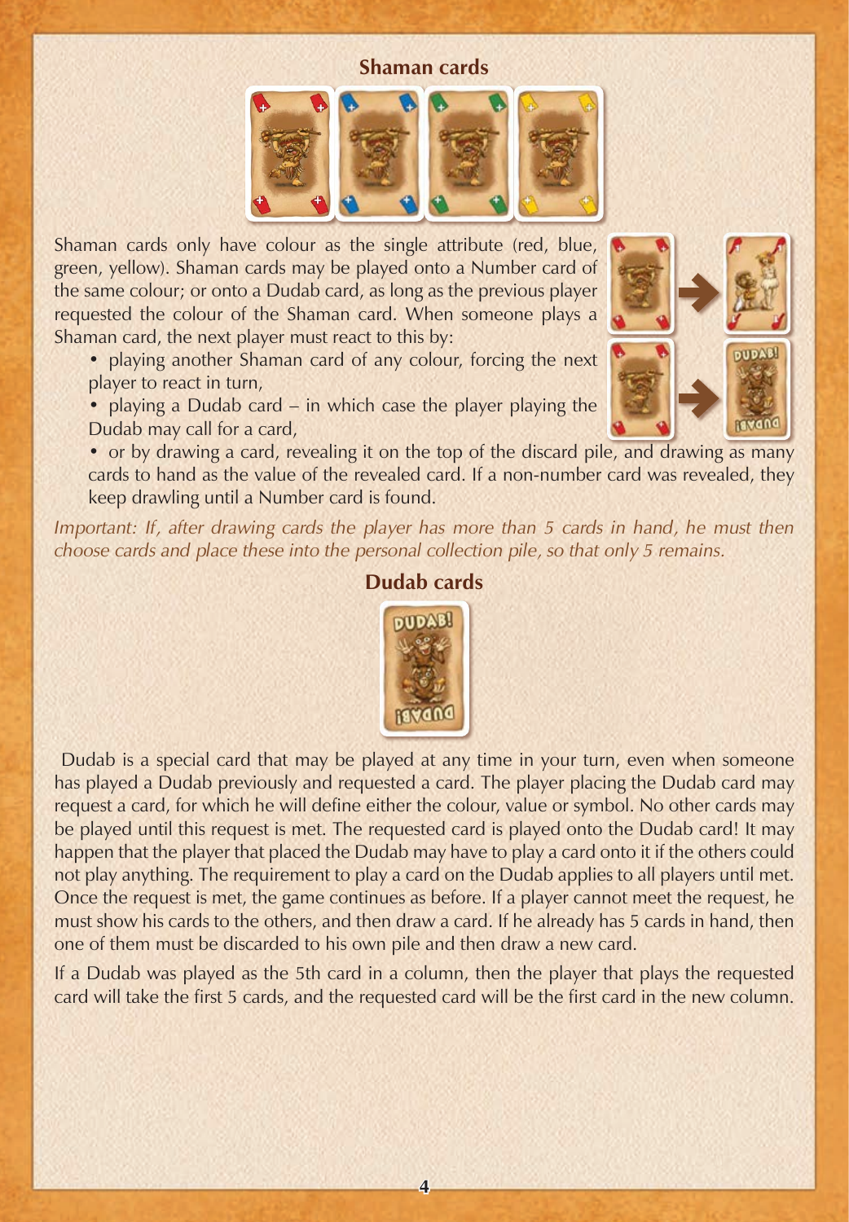## Shaman cards

Shaman cards only have colour as the single attribute (red, blue, green, yellow). Shaman cards may be played onto a Number card of the same colour; or onto a Dudab card, as long as the previous player requested the colour of the Shaman card. When someone plays a Shaman card, the next player must react to this by:

- playing another Shaman card of any colour, forcing the next player to react in turn,
- playing a Dudab card – in which case the player playing the Dudab may call for a card,
- or by drawing a card, revealing it on the top of the discard pile, and drawing as many cards to hand as the value of the revealed card. If a non-number card was revealed, they keep drawling until a Number card is found.

*Important: If, after drawing cards the player has more than 5 cards in hand, he must then choose cards and place these into the personal collection pile, so that only 5 remains.*

## Dudab cards

Dudab is a special card that may be played at any time in your turn, even when someone has played a Dudab previously and requested a card. The player placing the Dudab card may request a card, for which he will define either the colour, value or symbol. No other cards may be played until this request is met. The requested card is played onto the Dudab card! It may happen that the player that placed the Dudab may have to play a card onto it if the others could not play anything. The requirement to play a card on the Dudab applies to all players until met. Once the request is met, the game continues as before. If a player cannot meet the request, he must show his cards to the others, and then draw a card. If he already has 5 cards in hand, then one of them must be discarded to his own pile and then draw a new card.

If a Dudab was played as the 5th card in a column, then the player that plays the requested card will take the first 5 cards, and the requested card will be the first card in the new column.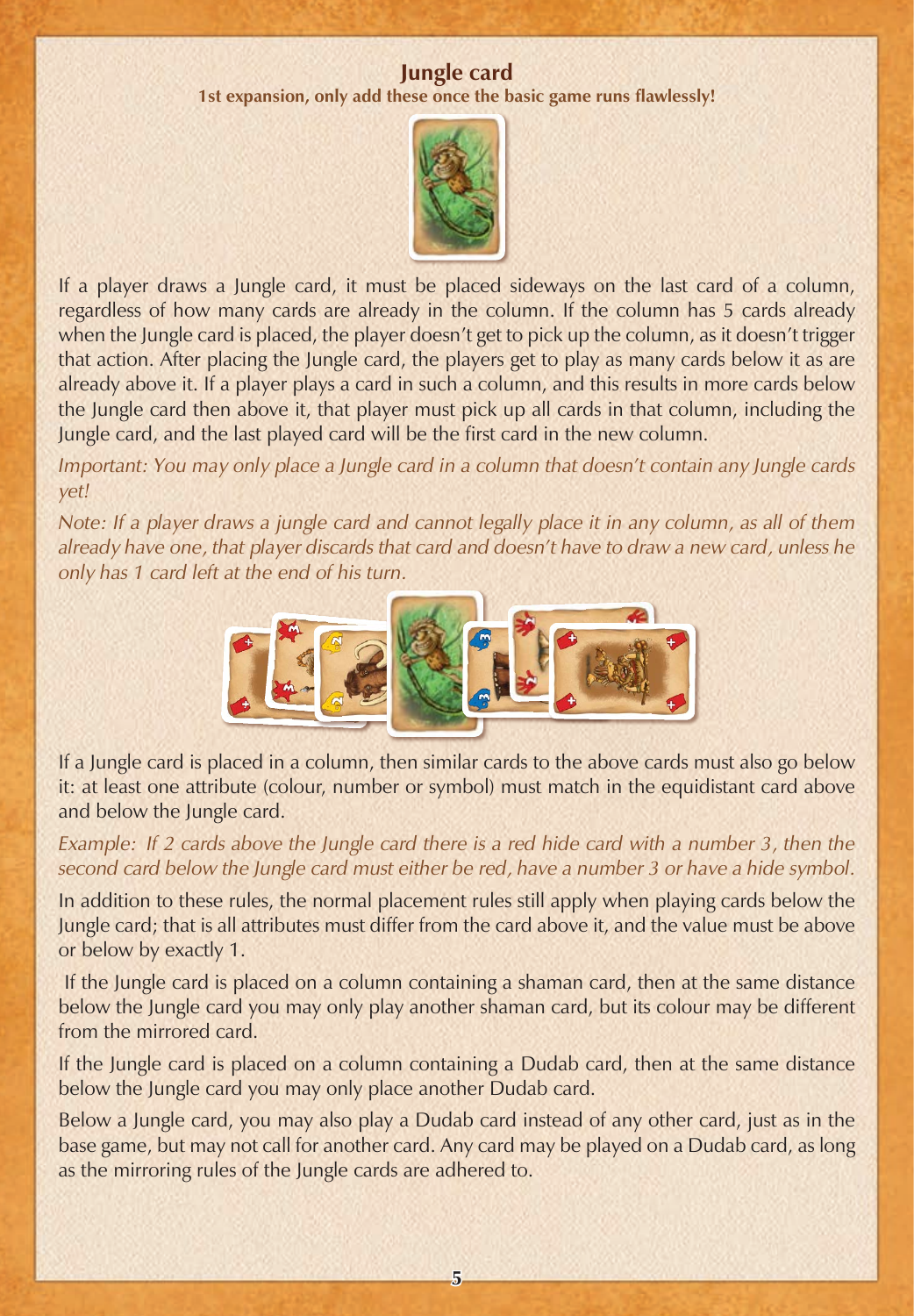## Jungle card

**1st expansion, only add these once the basic game runs flawlessly!**

If a player draws a Jungle card, it must be placed sideways on the last card of a column, regardless of how many cards are already in the column. If the column has 5 cards already when the Jungle card is placed, the player doesn't get to pick up the column, as it doesn't trigger that action. After placing the Jungle card, the players get to play as many cards below it as are already above it. If a player plays a card in such a column, and this results in more cards below the Jungle card then above it, that player must pick up all cards in that column, including the Jungle card, and the last played card will be the first card in the new column.

*Important: You may only place a Jungle card in a column that doesn't contain any Jungle cards yet!*

*Note: If a player draws a jungle card and cannot legally place it in any column, as all of them already have one, that player discards that card and doesn't have to draw a new card, unless he only has 1 card left at the end of his turn.*

If a Jungle card is placed in a column, then similar cards to the above cards must also go below it: at least one attribute (colour, number or symbol) must match in the equidistant card above and below the Jungle card.

*Example: If 2 cards above the Jungle card there is a red hide card with a number 3, then the second card below the Jungle card must either be red, have a number 3 or have a hide symbol.*

In addition to these rules, the normal placement rules still apply when playing cards below the Jungle card; that is all attributes must differ from the card above it, and the value must be above or below by exactly 1.

If the Jungle card is placed on a column containing a shaman card, then at the same distance below the Jungle card you may only play another shaman card, but its colour may be different from the mirrored card.

If the Jungle card is placed on a column containing a Dudab card, then at the same distance below the Jungle card you may only place another Dudab card.

Below a Jungle card, you may also play a Dudab card instead of any other card, just as in the base game, but may not call for another card. Any card may be played on a Dudab card, as long as the mirroring rules of the Jungle cards are adhered to.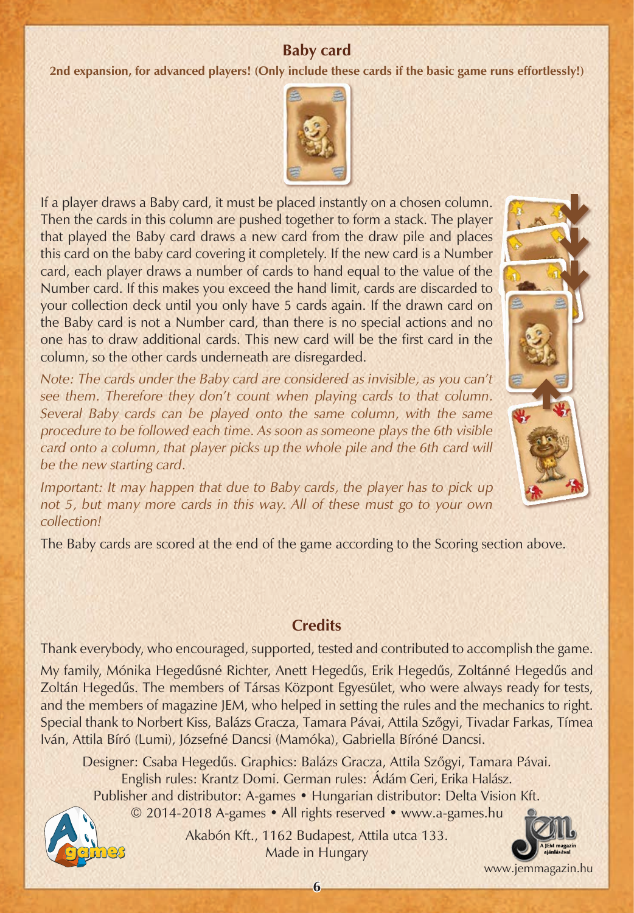## Baby card

**2nd expansion, for advanced players! (Only include these cards if the basic game runs effortlessly!)**

If a player draws a Baby card, it must be placed instantly on a chosen column. Then the cards in this column are pushed together to form a stack. The player that played the Baby card draws a new card from the draw pile and places this card on the baby card covering it completely. If the new card is a Number card, each player draws a number of cards to hand equal to the value of the Number card. If this makes you exceed the hand limit, cards are discarded to your collection deck until you only have 5 cards again. If the drawn card on the Baby card is not a Number card, than there is no special actions and no one has to draw additional cards. This new card will be the first card in the column, so the other cards underneath are disregarded.

*Note: The cards under the Baby card are considered as invisible, as you can't see them. Therefore they don't count when playing cards to that column. Several Baby cards can be played onto the same column, with the same procedure to be followed each time. As soon as someone plays the 6th visible card onto a column, that player picks up the whole pile and the 6th card will be the new starting card.*

*Important: It may happen that due to Baby cards, the player has to pick up not 5, but many more cards in this way. All of these must go to your own collection!*

The Baby cards are scored at the end of the game according to the Scoring section above.

## Credits

Thank everybody, who encouraged, supported, tested and contributed to accomplish the game.

My family, Mónika Hegedűsné Richter, Anett Hegedűs, Erik Hegedűs, Zoltánné Hegedűs and Zoltán Hegedűs. The members of Társas Központ Egyesület, who were always ready for tests, and the members of magazine JEM, who helped in setting the rules and the mechanics to right. Special thank to Norbert Kiss, Balázs Gracza, Tamara Pávai, Attila Szőgyi, Tivadar Farkas, Tímea Iván, Attila Bíró (Lumi), Józsefné Dancsi (Mamóka), Gabriella Bíróné Dancsi.

Designer: Csaba Hegedűs. Graphics: Balázs Gracza, Attila Szőgyi, Tamara Pávai.
English rules: Krantz Domi. German rules: Ádám Geri, Erika Halász.
Publisher and distributor: A-games • Hungarian distributor: Delta Vision Kft.
© 2014-2018 A-games • All rights reserved • www.a-games.hu

Akabón Kft., 1162 Budapest, Attila utca 133.
Made in Hungary

A JEM magazin ajánlásával
www.jemmagazin.hu